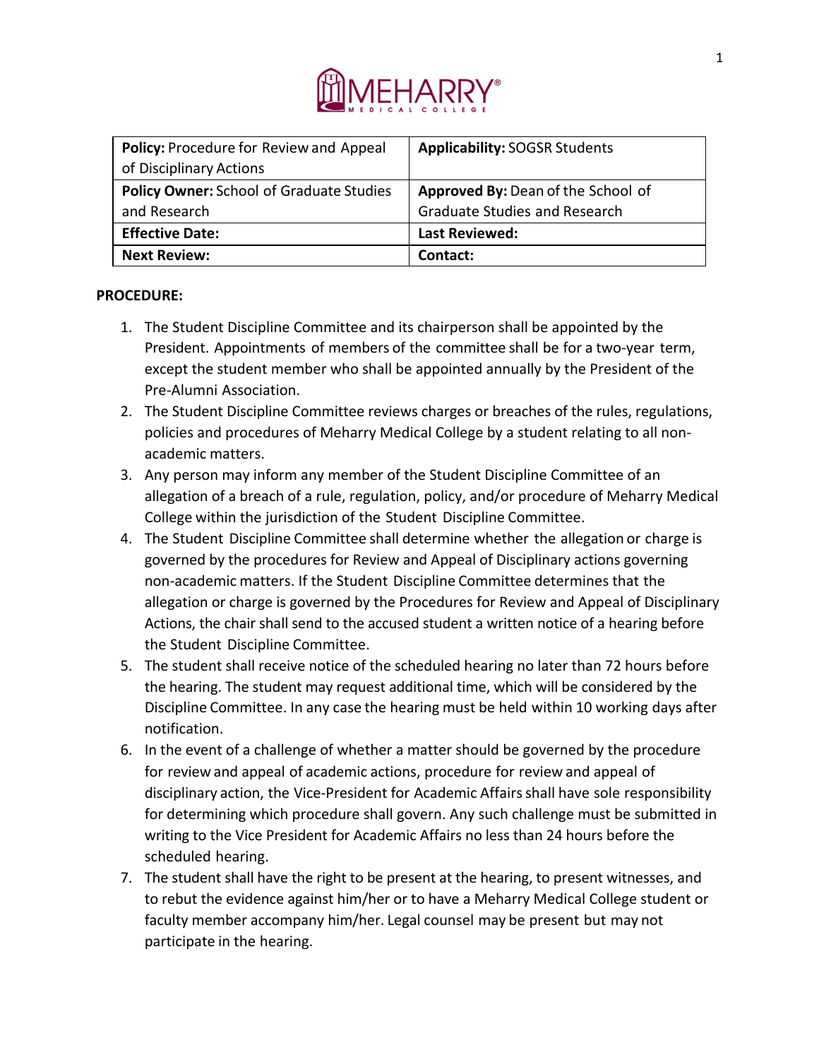| | |
|---|---|
| **Policy:** Procedure for Review and Appeal of Disciplinary Actions | **Applicability:** SOGSR Students |
| **Policy Owner:** School of Graduate Studies and Research | **Approved By:** Dean of the School of Graduate Studies and Research |
| **Effective Date:** | **Last Reviewed:** |
| **Next Review:** | **Contact:** |

**PROCEDURE:**

1. The Student Discipline Committee and its chairperson shall be appointed by the President. Appointments of members of the committee shall be for a two-year term, except the student member who shall be appointed annually by the President of the Pre-Alumni Association.
2. The Student Discipline Committee reviews charges or breaches of the rules, regulations, policies and procedures of Meharry Medical College by a student relating to all non-academic matters.
3. Any person may inform any member of the Student Discipline Committee of an allegation of a breach of a rule, regulation, policy, and/or procedure of Meharry Medical College within the jurisdiction of the Student Discipline Committee.
4. The Student Discipline Committee shall determine whether the allegation or charge is governed by the procedures for Review and Appeal of Disciplinary actions governing non-academic matters. If the Student Discipline Committee determines that the allegation or charge is governed by the Procedures for Review and Appeal of Disciplinary Actions, the chair shall send to the accused student a written notice of a hearing before the Student Discipline Committee.
5. The student shall receive notice of the scheduled hearing no later than 72 hours before the hearing. The student may request additional time, which will be considered by the Discipline Committee. In any case the hearing must be held within 10 working days after notification.
6. In the event of a challenge of whether a matter should be governed by the procedure for review and appeal of academic actions, procedure for review and appeal of disciplinary action, the Vice-President for Academic Affairs shall have sole responsibility for determining which procedure shall govern. Any such challenge must be submitted in writing to the Vice President for Academic Affairs no less than 24 hours before the scheduled hearing.
7. The student shall have the right to be present at the hearing, to present witnesses, and to rebut the evidence against him/her or to have a Meharry Medical College student or faculty member accompany him/her. Legal counsel may be present but may not participate in the hearing.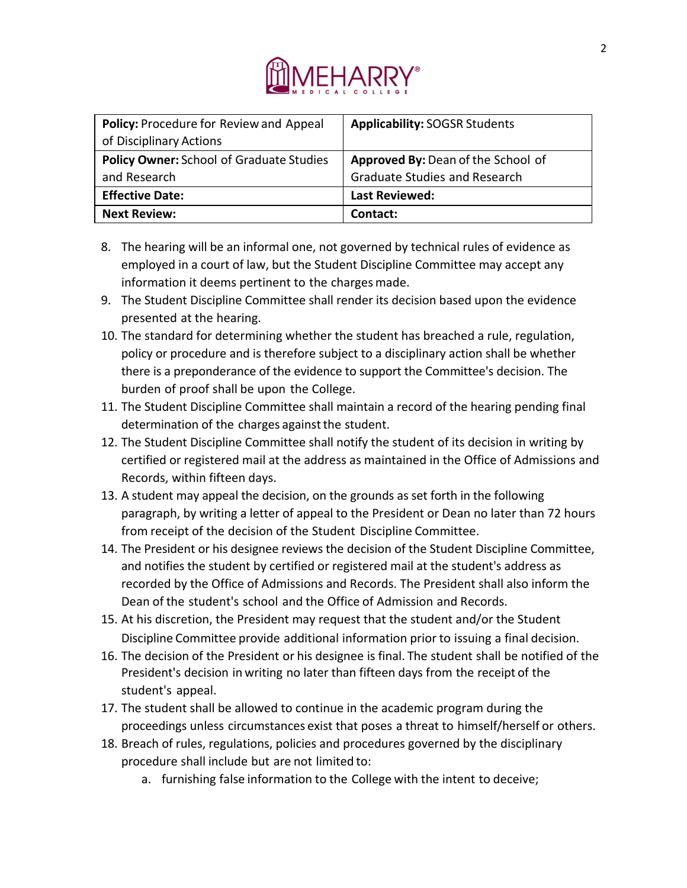| | |
|---|---|
| **Policy:** Procedure for Review and Appeal of Disciplinary Actions | **Applicability:** SOGSR Students |
| **Policy Owner:** School of Graduate Studies and Research | **Approved By:** Dean of the School of Graduate Studies and Research |
| **Effective Date:** | **Last Reviewed:** |
| **Next Review:** | **Contact:** |

8. The hearing will be an informal one, not governed by technical rules of evidence as employed in a court of law, but the Student Discipline Committee may accept any information it deems pertinent to the charges made.
9. The Student Discipline Committee shall render its decision based upon the evidence presented at the hearing.
10. The standard for determining whether the student has breached a rule, regulation, policy or procedure and is therefore subject to a disciplinary action shall be whether there is a preponderance of the evidence to support the Committee's decision. The burden of proof shall be upon the College.
11. The Student Discipline Committee shall maintain a record of the hearing pending final determination of the charges against the student.
12. The Student Discipline Committee shall notify the student of its decision in writing by certified or registered mail at the address as maintained in the Office of Admissions and Records, within fifteen days.
13. A student may appeal the decision, on the grounds as set forth in the following paragraph, by writing a letter of appeal to the President or Dean no later than 72 hours from receipt of the decision of the Student Discipline Committee.
14. The President or his designee reviews the decision of the Student Discipline Committee, and notifies the student by certified or registered mail at the student's address as recorded by the Office of Admissions and Records. The President shall also inform the Dean of the student's school and the Office of Admission and Records.
15. At his discretion, the President may request that the student and/or the Student Discipline Committee provide additional information prior to issuing a final decision.
16. The decision of the President or his designee is final. The student shall be notified of the President's decision in writing no later than fifteen days from the receipt of the student's appeal.
17. The student shall be allowed to continue in the academic program during the proceedings unless circumstances exist that poses a threat to himself/herself or others.
18. Breach of rules, regulations, policies and procedures governed by the disciplinary procedure shall include but are not limited to:
    a. furnishing false information to the College with the intent to deceive;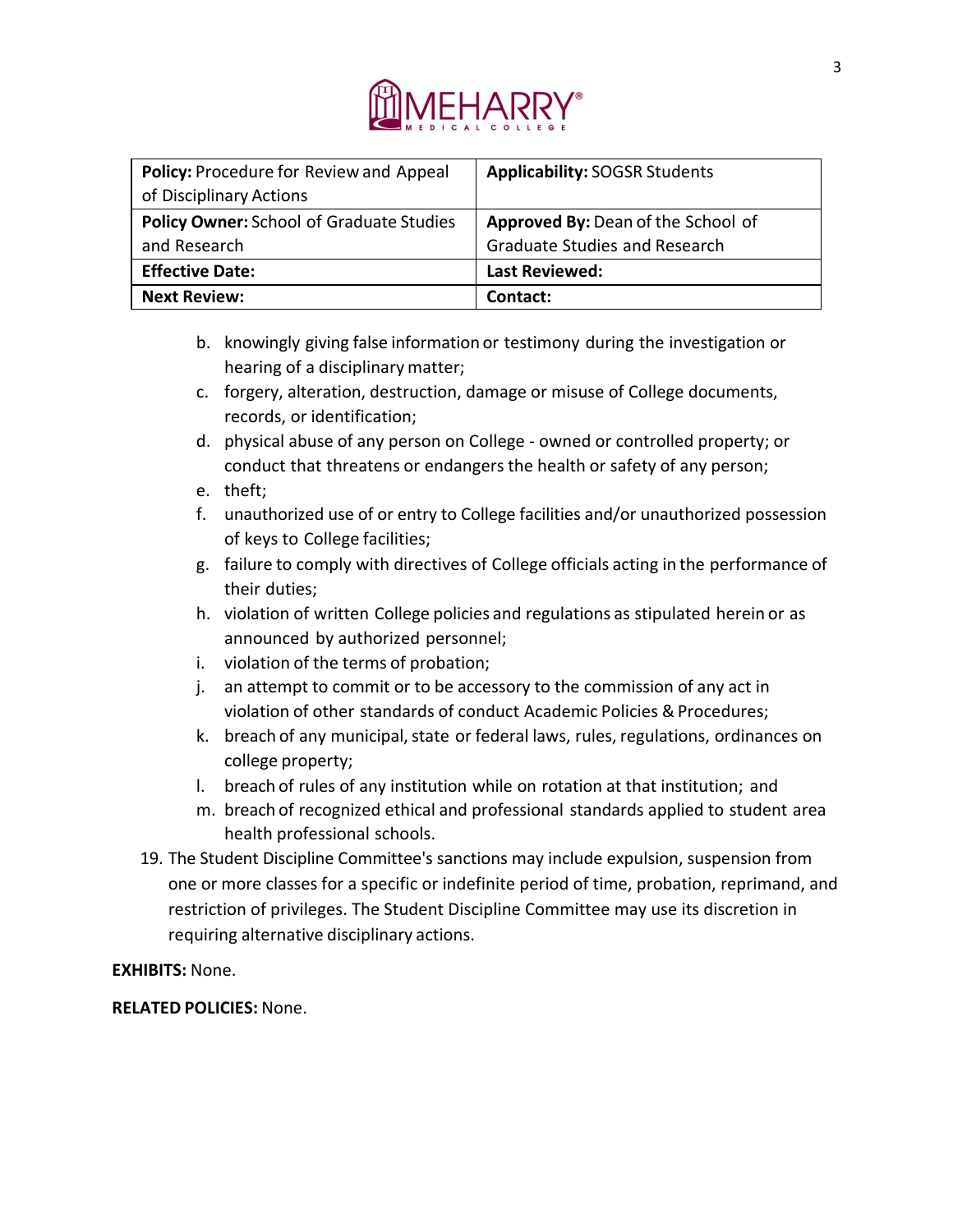| **Policy:** Procedure for Review and Appeal of Disciplinary Actions | **Applicability:** SOGSR Students |
| --- | --- |
| **Policy Owner:** School of Graduate Studies and Research | **Approved By:** Dean of the School of Graduate Studies and Research |
| **Effective Date:** | **Last Reviewed:** |
| **Next Review:** | **Contact:** |

b. knowingly giving false information or testimony during the investigation or hearing of a disciplinary matter;
c. forgery, alteration, destruction, damage or misuse of College documents, records, or identification;
d. physical abuse of any person on College - owned or controlled property; or conduct that threatens or endangers the health or safety of any person;
e. theft;
f. unauthorized use of or entry to College facilities and/or unauthorized possession of keys to College facilities;
g. failure to comply with directives of College officials acting in the performance of their duties;
h. violation of written College policies and regulations as stipulated herein or as announced by authorized personnel;
i. violation of the terms of probation;
j. an attempt to commit or to be accessory to the commission of any act in violation of other standards of conduct Academic Policies & Procedures;
k. breach of any municipal, state or federal laws, rules, regulations, ordinances on college property;
l. breach of rules of any institution while on rotation at that institution; and
m. breach of recognized ethical and professional standards applied to student area health professional schools.

19. The Student Discipline Committee's sanctions may include expulsion, suspension from one or more classes for a specific or indefinite period of time, probation, reprimand, and restriction of privileges. The Student Discipline Committee may use its discretion in requiring alternative disciplinary actions.

**EXHIBITS:** None.

**RELATED POLICIES:** None.